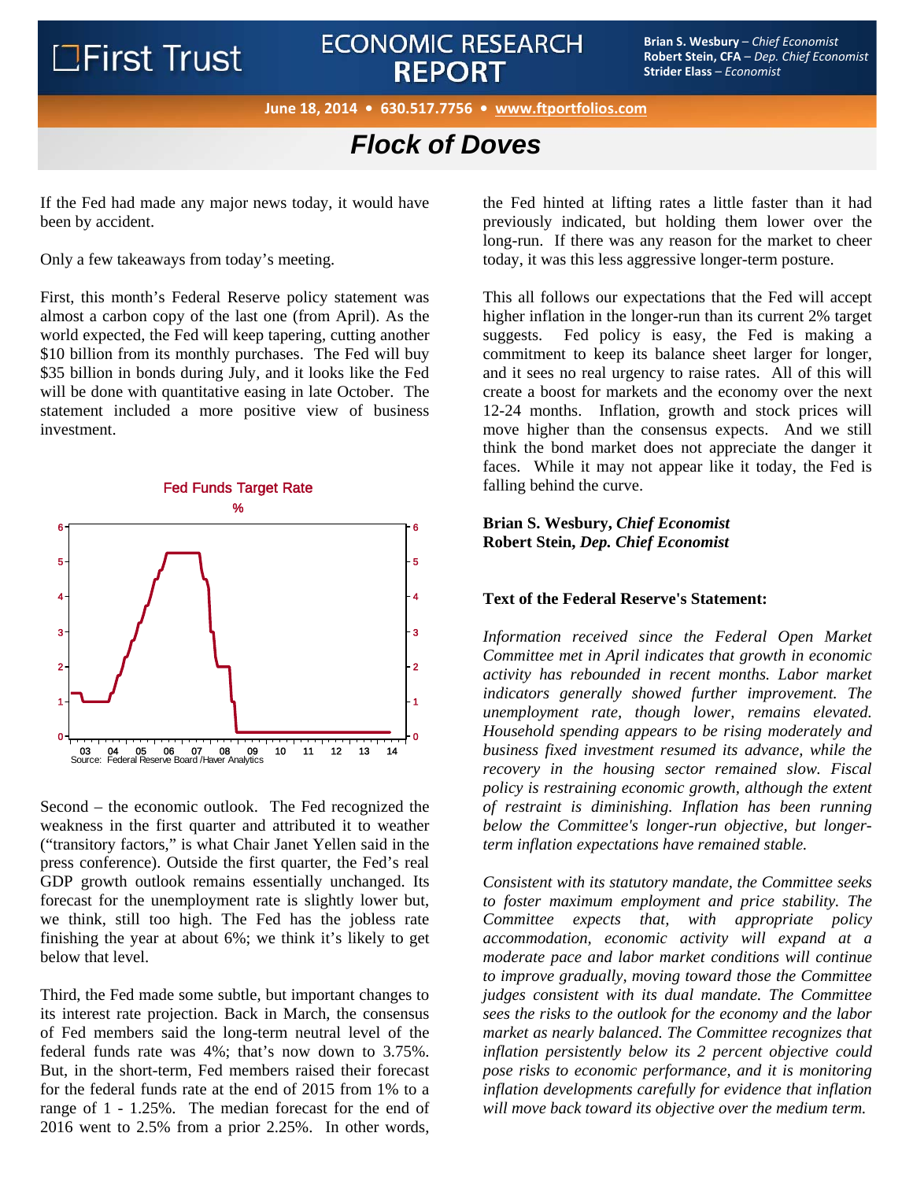# Flock of Doves

If the Fed had made any major news today, it would have been by accident.

Only a few takeaways from today's meeting.

First, this month's Federal Reserve policy statement was almost a carbon copy of the last one (from April). As the world expected, the Fed will keep tapering, cutting another \$10 billion from its monthly purchases. The Fed will buy \$35 billion in bonds during July, and it looks like the Fed will be done with quantitative easing in late October. The statement included a more positive view of business investment.

Fed Funds Target Rate
%

Source: Federal Reserve Board /Haver Analytics

Second – the economic outlook. The Fed recognized the weakness in the first quarter and attributed it to weather ("transitory factors," is what Chair Janet Yellen said in the press conference). Outside the first quarter, the Fed's real GDP growth outlook remains essentially unchanged. Its forecast for the unemployment rate is slightly lower but, we think, still too high. The Fed has the jobless rate finishing the year at about 6%; we think it's likely to get below that level.

Third, the Fed made some subtle, but important changes to its interest rate projection. Back in March, the consensus of Fed members said the long-term neutral level of the federal funds rate was 4%; that's now down to 3.75%. But, in the short-term, Fed members raised their forecast for the federal funds rate at the end of 2015 from 1% to a range of 1 - 1.25%. The median forecast for the end of 2016 went to 2.5% from a prior 2.25%. In other words, the Fed hinted at lifting rates a little faster than it had previously indicated, but holding them lower over the long-run. If there was any reason for the market to cheer today, it was this less aggressive longer-term posture.

This all follows our expectations that the Fed will accept higher inflation in the longer-run than its current 2% target suggests. Fed policy is easy, the Fed is making a commitment to keep its balance sheet larger for longer, and it sees no real urgency to raise rates. All of this will create a boost for markets and the economy over the next 12-24 months. Inflation, growth and stock prices will move higher than the consensus expects. And we still think the bond market does not appreciate the danger it faces. While it may not appear like it today, the Fed is falling behind the curve.

**Brian S. Wesbury, *Chief Economist***
**Robert Stein, *Dep. Chief Economist***

**Text of the Federal Reserve's Statement:**

*Information received since the Federal Open Market Committee met in April indicates that growth in economic activity has rebounded in recent months. Labor market indicators generally showed further improvement. The unemployment rate, though lower, remains elevated. Household spending appears to be rising moderately and business fixed investment resumed its advance, while the recovery in the housing sector remained slow. Fiscal policy is restraining economic growth, although the extent of restraint is diminishing. Inflation has been running below the Committee's longer-run objective, but longer-term inflation expectations have remained stable.*

*Consistent with its statutory mandate, the Committee seeks to foster maximum employment and price stability. The Committee expects that, with appropriate policy accommodation, economic activity will expand at a moderate pace and labor market conditions will continue to improve gradually, moving toward those the Committee judges consistent with its dual mandate. The Committee sees the risks to the outlook for the economy and the labor market as nearly balanced. The Committee recognizes that inflation persistently below its 2 percent objective could pose risks to economic performance, and it is monitoring inflation developments carefully for evidence that inflation will move back toward its objective over the medium term.*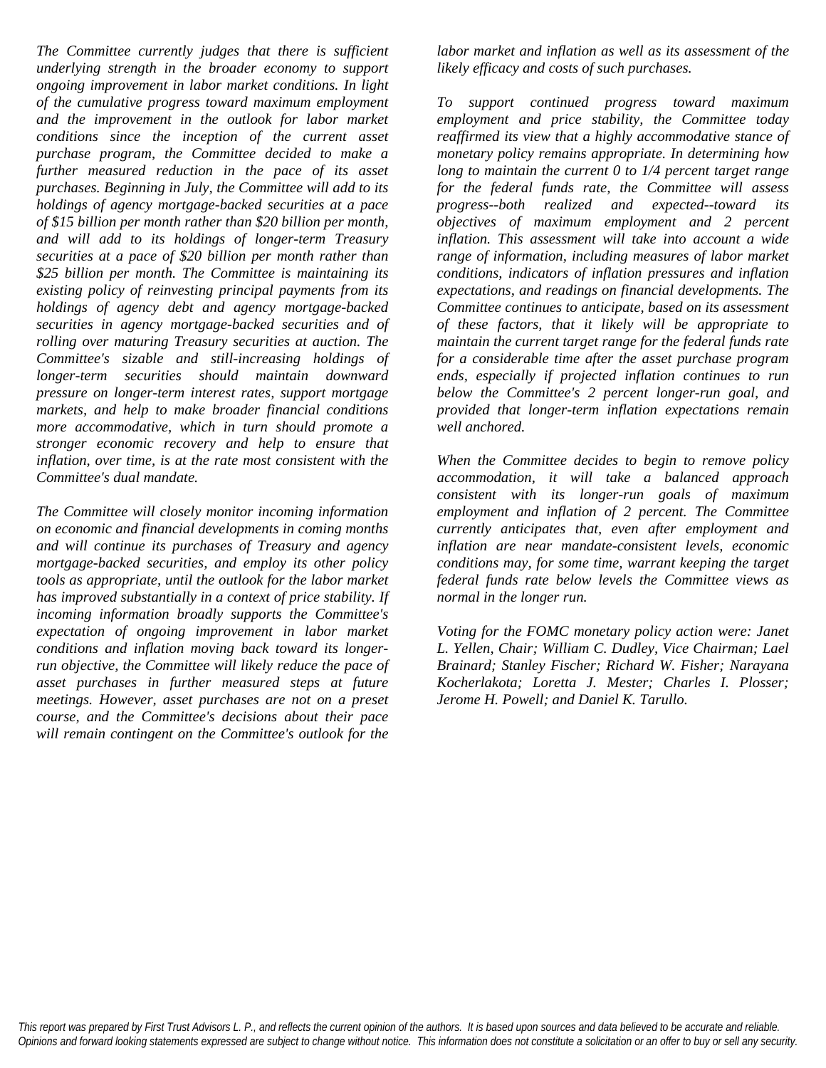*The Committee currently judges that there is sufficient underlying strength in the broader economy to support ongoing improvement in labor market conditions. In light of the cumulative progress toward maximum employment and the improvement in the outlook for labor market conditions since the inception of the current asset purchase program, the Committee decided to make a further measured reduction in the pace of its asset purchases. Beginning in July, the Committee will add to its holdings of agency mortgage-backed securities at a pace of $15 billion per month rather than $20 billion per month, and will add to its holdings of longer-term Treasury securities at a pace of $20 billion per month rather than $25 billion per month. The Committee is maintaining its existing policy of reinvesting principal payments from its holdings of agency debt and agency mortgage-backed securities in agency mortgage-backed securities and of rolling over maturing Treasury securities at auction. The Committee's sizable and still-increasing holdings of longer-term securities should maintain downward pressure on longer-term interest rates, support mortgage markets, and help to make broader financial conditions more accommodative, which in turn should promote a stronger economic recovery and help to ensure that inflation, over time, is at the rate most consistent with the Committee's dual mandate.*

*The Committee will closely monitor incoming information on economic and financial developments in coming months and will continue its purchases of Treasury and agency mortgage-backed securities, and employ its other policy tools as appropriate, until the outlook for the labor market has improved substantially in a context of price stability. If incoming information broadly supports the Committee's expectation of ongoing improvement in labor market conditions and inflation moving back toward its longer-run objective, the Committee will likely reduce the pace of asset purchases in further measured steps at future meetings. However, asset purchases are not on a preset course, and the Committee's decisions about their pace will remain contingent on the Committee's outlook for the labor market and inflation as well as its assessment of the likely efficacy and costs of such purchases.*

*To support continued progress toward maximum employment and price stability, the Committee today reaffirmed its view that a highly accommodative stance of monetary policy remains appropriate. In determining how long to maintain the current 0 to 1/4 percent target range for the federal funds rate, the Committee will assess progress--both realized and expected--toward its objectives of maximum employment and 2 percent inflation. This assessment will take into account a wide range of information, including measures of labor market conditions, indicators of inflation pressures and inflation expectations, and readings on financial developments. The Committee continues to anticipate, based on its assessment of these factors, that it likely will be appropriate to maintain the current target range for the federal funds rate for a considerable time after the asset purchase program ends, especially if projected inflation continues to run below the Committee's 2 percent longer-run goal, and provided that longer-term inflation expectations remain well anchored.*

*When the Committee decides to begin to remove policy accommodation, it will take a balanced approach consistent with its longer-run goals of maximum employment and inflation of 2 percent. The Committee currently anticipates that, even after employment and inflation are near mandate-consistent levels, economic conditions may, for some time, warrant keeping the target federal funds rate below levels the Committee views as normal in the longer run.*

*Voting for the FOMC monetary policy action were: Janet L. Yellen, Chair; William C. Dudley, Vice Chairman; Lael Brainard; Stanley Fischer; Richard W. Fisher; Narayana Kocherlakota; Loretta J. Mester; Charles I. Plosser; Jerome H. Powell; and Daniel K. Tarullo.*

*This report was prepared by First Trust Advisors L. P., and reflects the current opinion of the authors. It is based upon sources and data believed to be accurate and reliable. Opinions and forward looking statements expressed are subject to change without notice. This information does not constitute a solicitation or an offer to buy or sell any security.*